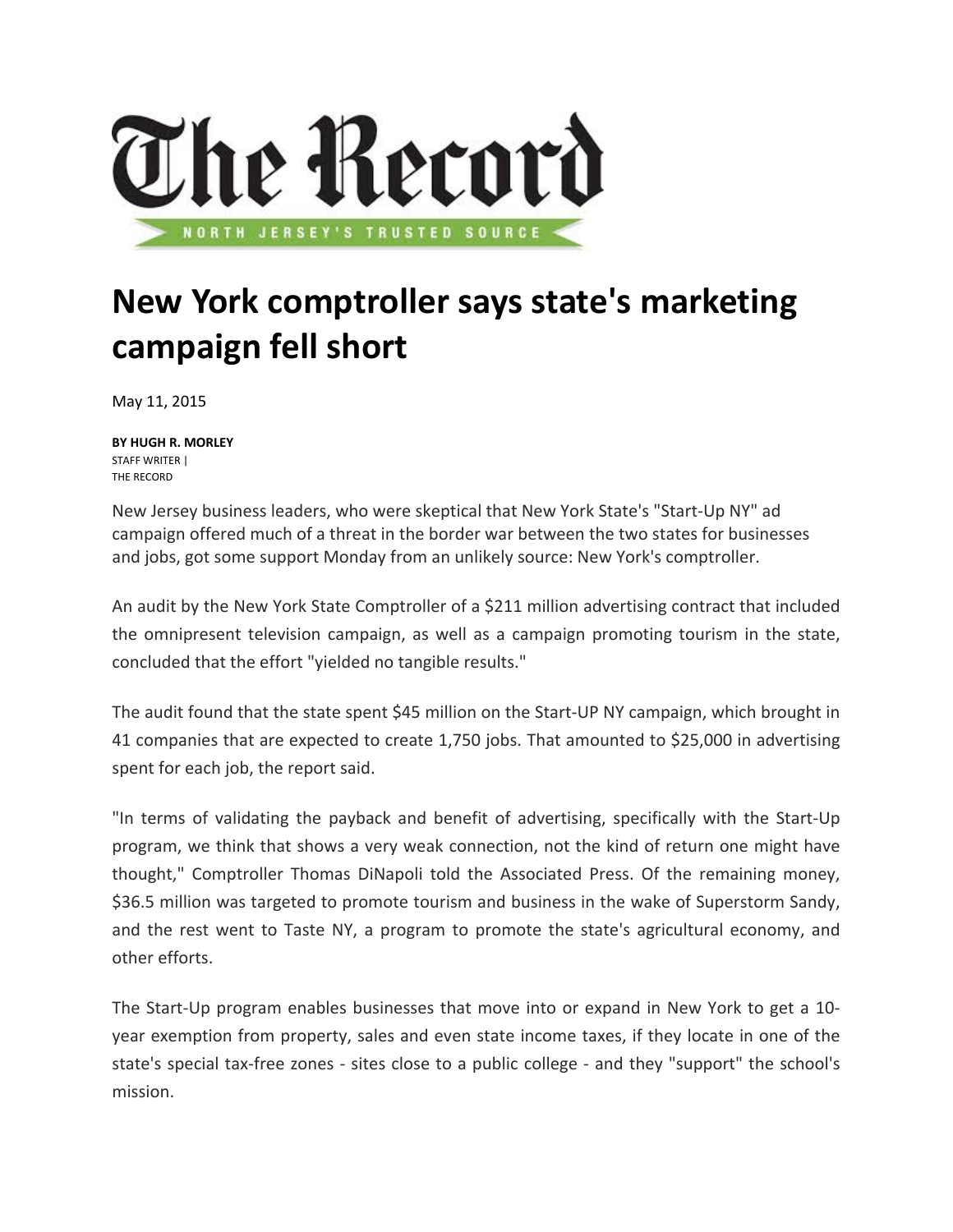# The Record

NORTH JERSEY'S TRUSTED SOURCE

## New York comptroller says state's marketing campaign fell short

May 11, 2015

**BY HUGH R. MORLEY**
STAFF WRITER |
THE RECORD

New Jersey business leaders, who were skeptical that New York State's "Start-Up NY" ad campaign offered much of a threat in the border war between the two states for businesses and jobs, got some support Monday from an unlikely source: New York's comptroller.

An audit by the New York State Comptroller of a $211 million advertising contract that included the omnipresent television campaign, as well as a campaign promoting tourism in the state, concluded that the effort "yielded no tangible results."

The audit found that the state spent $45 million on the Start-UP NY campaign, which brought in 41 companies that are expected to create 1,750 jobs. That amounted to $25,000 in advertising spent for each job, the report said.

"In terms of validating the payback and benefit of advertising, specifically with the Start-Up program, we think that shows a very weak connection, not the kind of return one might have thought," Comptroller Thomas DiNapoli told the Associated Press. Of the remaining money, $36.5 million was targeted to promote tourism and business in the wake of Superstorm Sandy, and the rest went to Taste NY, a program to promote the state's agricultural economy, and other efforts.

The Start-Up program enables businesses that move into or expand in New York to get a 10-year exemption from property, sales and even state income taxes, if they locate in one of the state's special tax-free zones - sites close to a public college - and they "support" the school's mission.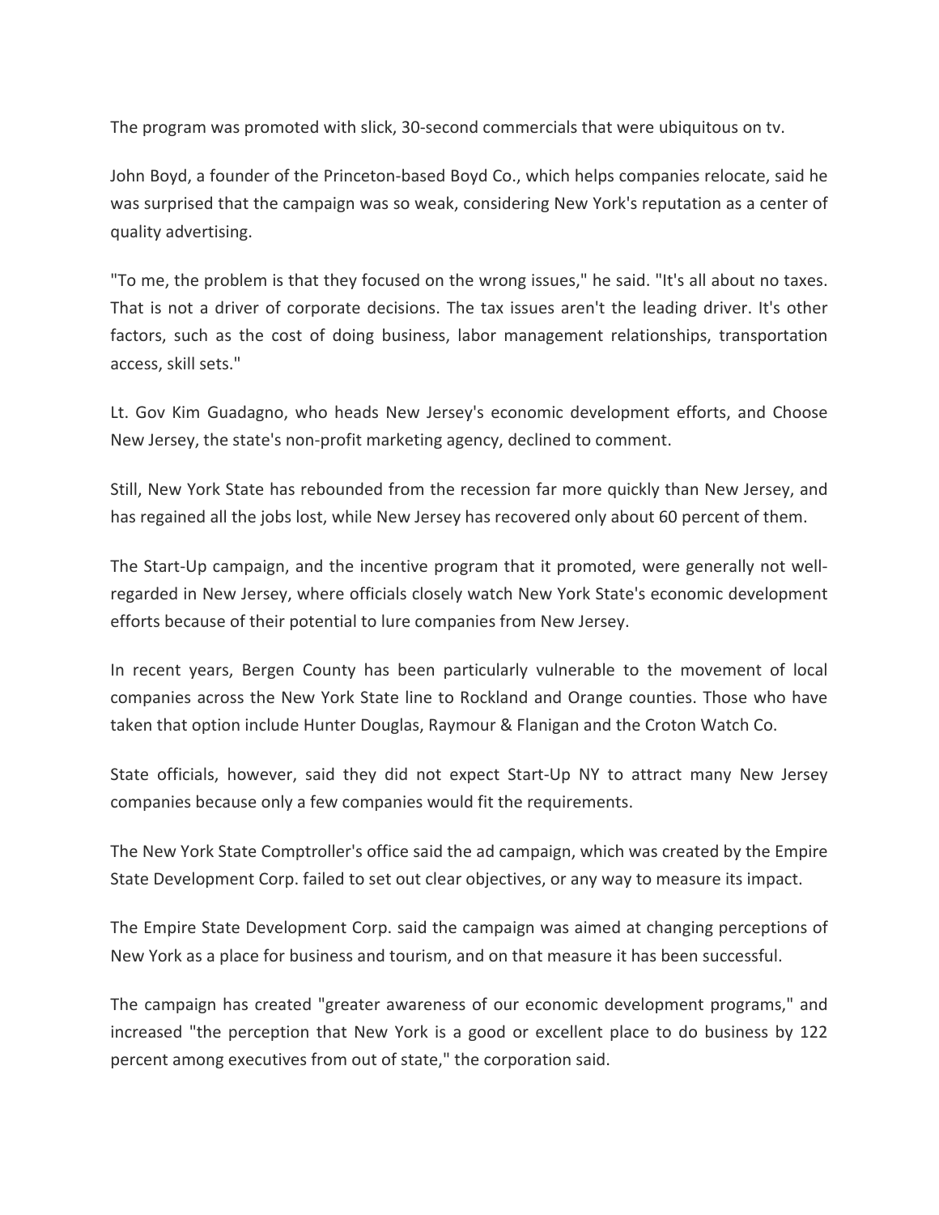The program was promoted with slick, 30-second commercials that were ubiquitous on tv.

John Boyd, a founder of the Princeton-based Boyd Co., which helps companies relocate, said he was surprised that the campaign was so weak, considering New York's reputation as a center of quality advertising.

"To me, the problem is that they focused on the wrong issues," he said. "It's all about no taxes. That is not a driver of corporate decisions. The tax issues aren't the leading driver. It's other factors, such as the cost of doing business, labor management relationships, transportation access, skill sets."

Lt. Gov Kim Guadagno, who heads New Jersey's economic development efforts, and Choose New Jersey, the state's non-profit marketing agency, declined to comment.

Still, New York State has rebounded from the recession far more quickly than New Jersey, and has regained all the jobs lost, while New Jersey has recovered only about 60 percent of them.

The Start-Up campaign, and the incentive program that it promoted, were generally not well-regarded in New Jersey, where officials closely watch New York State's economic development efforts because of their potential to lure companies from New Jersey.

In recent years, Bergen County has been particularly vulnerable to the movement of local companies across the New York State line to Rockland and Orange counties. Those who have taken that option include Hunter Douglas, Raymour & Flanigan and the Croton Watch Co.

State officials, however, said they did not expect Start-Up NY to attract many New Jersey companies because only a few companies would fit the requirements.

The New York State Comptroller's office said the ad campaign, which was created by the Empire State Development Corp. failed to set out clear objectives, or any way to measure its impact.

The Empire State Development Corp. said the campaign was aimed at changing perceptions of New York as a place for business and tourism, and on that measure it has been successful.

The campaign has created "greater awareness of our economic development programs," and increased "the perception that New York is a good or excellent place to do business by 122 percent among executives from out of state," the corporation said.